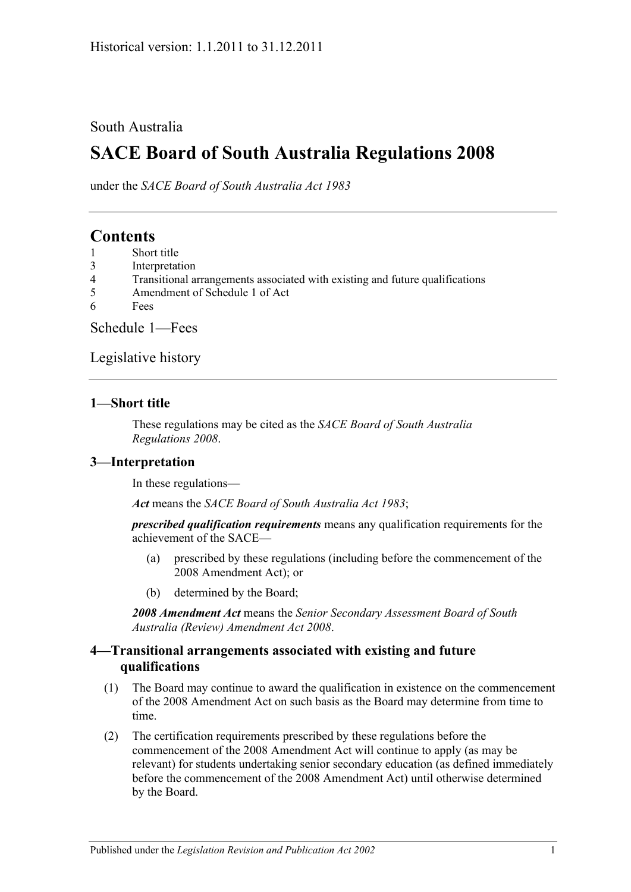Historical version: 1.1.2011 to 31.12.2011

South Australia

# SACE Board of South Australia Regulations 2008

under the *SACE Board of South Australia Act 1983*

## Contents

1 Short title
3 Interpretation
4 Transitional arrangements associated with existing and future qualifications
5 Amendment of Schedule 1 of Act
6 Fees

Schedule 1—Fees

Legislative history

### 1—Short title

These regulations may be cited as the *SACE Board of South Australia Regulations 2008*.

### 3—Interpretation

In these regulations—

***Act*** means the *SACE Board of South Australia Act 1983*;

***prescribed qualification requirements*** means any qualification requirements for the achievement of the SACE—

(a) prescribed by these regulations (including before the commencement of the 2008 Amendment Act); or

(b) determined by the Board;

***2008 Amendment Act*** means the *Senior Secondary Assessment Board of South Australia (Review) Amendment Act 2008*.

### 4—Transitional arrangements associated with existing and future qualifications

(1) The Board may continue to award the qualification in existence on the commencement of the 2008 Amendment Act on such basis as the Board may determine from time to time.

(2) The certification requirements prescribed by these regulations before the commencement of the 2008 Amendment Act will continue to apply (as may be relevant) for students undertaking senior secondary education (as defined immediately before the commencement of the 2008 Amendment Act) until otherwise determined by the Board.

Published under the *Legislation Revision and Publication Act 2002*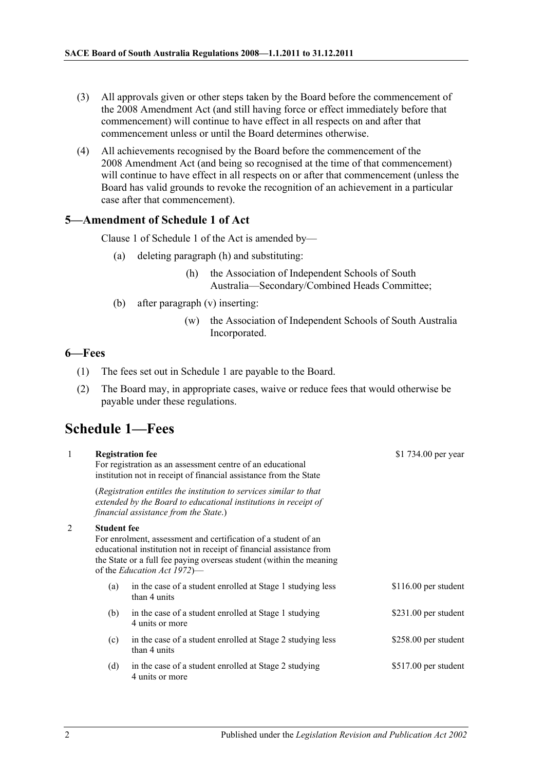(3) All approvals given or other steps taken by the Board before the commencement of the 2008 Amendment Act (and still having force or effect immediately before that commencement) will continue to have effect in all respects on and after that commencement unless or until the Board determines otherwise.

(4) All achievements recognised by the Board before the commencement of the 2008 Amendment Act (and being so recognised at the time of that commencement) will continue to have effect in all respects on or after that commencement (unless the Board has valid grounds to revoke the recognition of an achievement in a particular case after that commencement).

### 5—Amendment of Schedule 1 of Act

Clause 1 of Schedule 1 of the Act is amended by—

(a) deleting paragraph (h) and substituting:

> (h) the Association of Independent Schools of South Australia—Secondary/Combined Heads Committee;

(b) after paragraph (v) inserting:

> (w) the Association of Independent Schools of South Australia Incorporated.

### 6—Fees

(1) The fees set out in Schedule 1 are payable to the Board.

(2) The Board may, in appropriate cases, waive or reduce fees that would otherwise be payable under these regulations.

## Schedule 1—Fees

| | | | |
|---|---|---|---|
| 1 | **Registration fee**<br>For registration as an assessment centre of an educational institution not in receipt of financial assistance from the State<br><br>(*Registration entitles the institution to services similar to that extended by the Board to educational institutions in receipt of financial assistance from the State*.) | | \$1 734.00 per year |
| 2 | **Student fee**<br>For enrolment, assessment and certification of a student of an educational institution not in receipt of financial assistance from the State or a full fee paying overseas student (within the meaning of the *Education Act 1972*)— | | |
| | (a) | in the case of a student enrolled at Stage 1 studying less than 4 units | \$116.00 per student |
| | (b) | in the case of a student enrolled at Stage 1 studying 4 units or more | \$231.00 per student |
| | (c) | in the case of a student enrolled at Stage 2 studying less than 4 units | \$258.00 per student |
| | (d) | in the case of a student enrolled at Stage 2 studying 4 units or more | \$517.00 per student |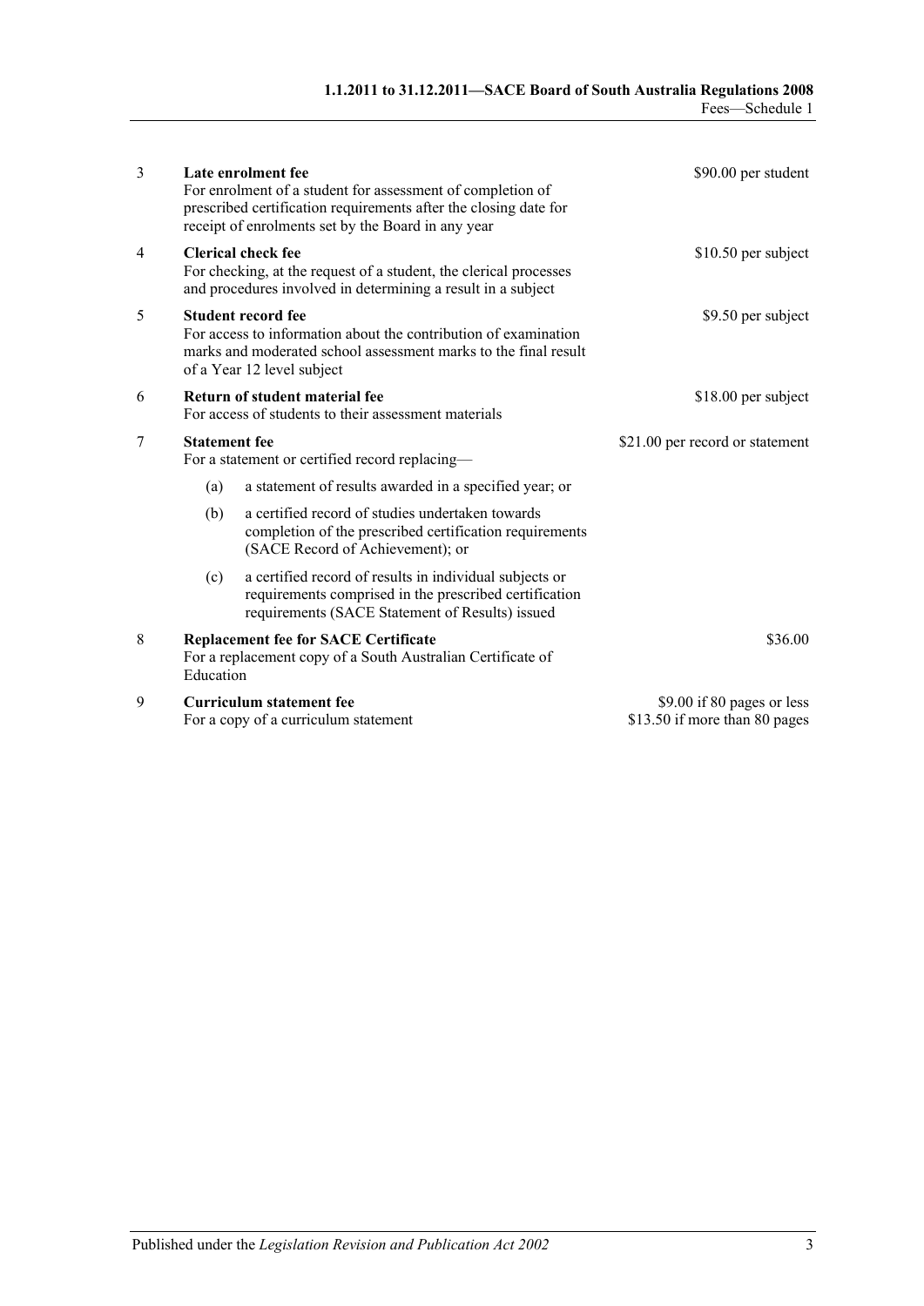| | | |
|---|---|---|
| 3 | **Late enrolment fee**<br>For enrolment of a student for assessment of completion of prescribed certification requirements after the closing date for receipt of enrolments set by the Board in any year | $90.00 per student |
| 4 | **Clerical check fee**<br>For checking, at the request of a student, the clerical processes and procedures involved in determining a result in a subject | $10.50 per subject |
| 5 | **Student record fee**<br>For access to information about the contribution of examination marks and moderated school assessment marks to the final result of a Year 12 level subject | $9.50 per subject |
| 6 | **Return of student material fee**<br>For access of students to their assessment materials | $18.00 per subject |
| 7 | **Statement fee**<br>For a statement or certified record replacing—<br>(a) a statement of results awarded in a specified year; or<br>(b) a certified record of studies undertaken towards completion of the prescribed certification requirements (SACE Record of Achievement); or<br>(c) a certified record of results in individual subjects or requirements comprised in the prescribed certification requirements (SACE Statement of Results) issued | $21.00 per record or statement |
| 8 | **Replacement fee for SACE Certificate**<br>For a replacement copy of a South Australian Certificate of Education | $36.00 |
| 9 | **Curriculum statement fee**<br>For a copy of a curriculum statement | $9.00 if 80 pages or less<br>$13.50 if more than 80 pages |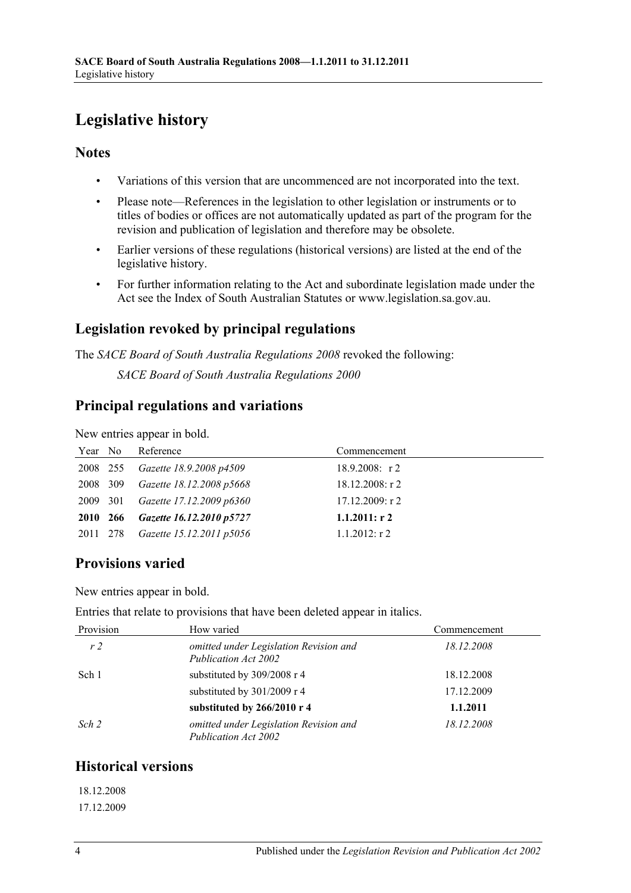# Legislative history

## Notes

- Variations of this version that are uncommenced are not incorporated into the text.
- Please note—References in the legislation to other legislation or instruments or to titles of bodies or offices are not automatically updated as part of the program for the revision and publication of legislation and therefore may be obsolete.
- Earlier versions of these regulations (historical versions) are listed at the end of the legislative history.
- For further information relating to the Act and subordinate legislation made under the Act see the Index of South Australian Statutes or www.legislation.sa.gov.au.

## Legislation revoked by principal regulations

The *SACE Board of South Australia Regulations 2008* revoked the following:

*SACE Board of South Australia Regulations 2000*

## Principal regulations and variations

New entries appear in bold.

| Year | No | Reference | Commencement |
|---|---|---|---|
| 2008 | 255 | *Gazette 18.9.2008 p4509* | 18.9.2008: r 2 |
| 2008 | 309 | *Gazette 18.12.2008 p5668* | 18.12.2008: r 2 |
| 2009 | 301 | *Gazette 17.12.2009 p6360* | 17.12.2009: r 2 |
| **2010** | **266** | ***Gazette 16.12.2010 p5727*** | **1.1.2011: r 2** |
| 2011 | 278 | *Gazette 15.12.2011 p5056* | 1.1.2012: r 2 |

## Provisions varied

New entries appear in bold.

Entries that relate to provisions that have been deleted appear in italics.

| Provision | How varied | Commencement |
|---|---|---|
| *r 2* | *omitted under Legislation Revision and Publication Act 2002* | *18.12.2008* |
| Sch 1 | substituted by 309/2008 r 4 | 18.12.2008 |
| | substituted by 301/2009 r 4 | 17.12.2009 |
| | **substituted by 266/2010 r 4** | **1.1.2011** |
| *Sch 2* | *omitted under Legislation Revision and Publication Act 2002* | *18.12.2008* |

## Historical versions

18.12.2008

17.12.2009